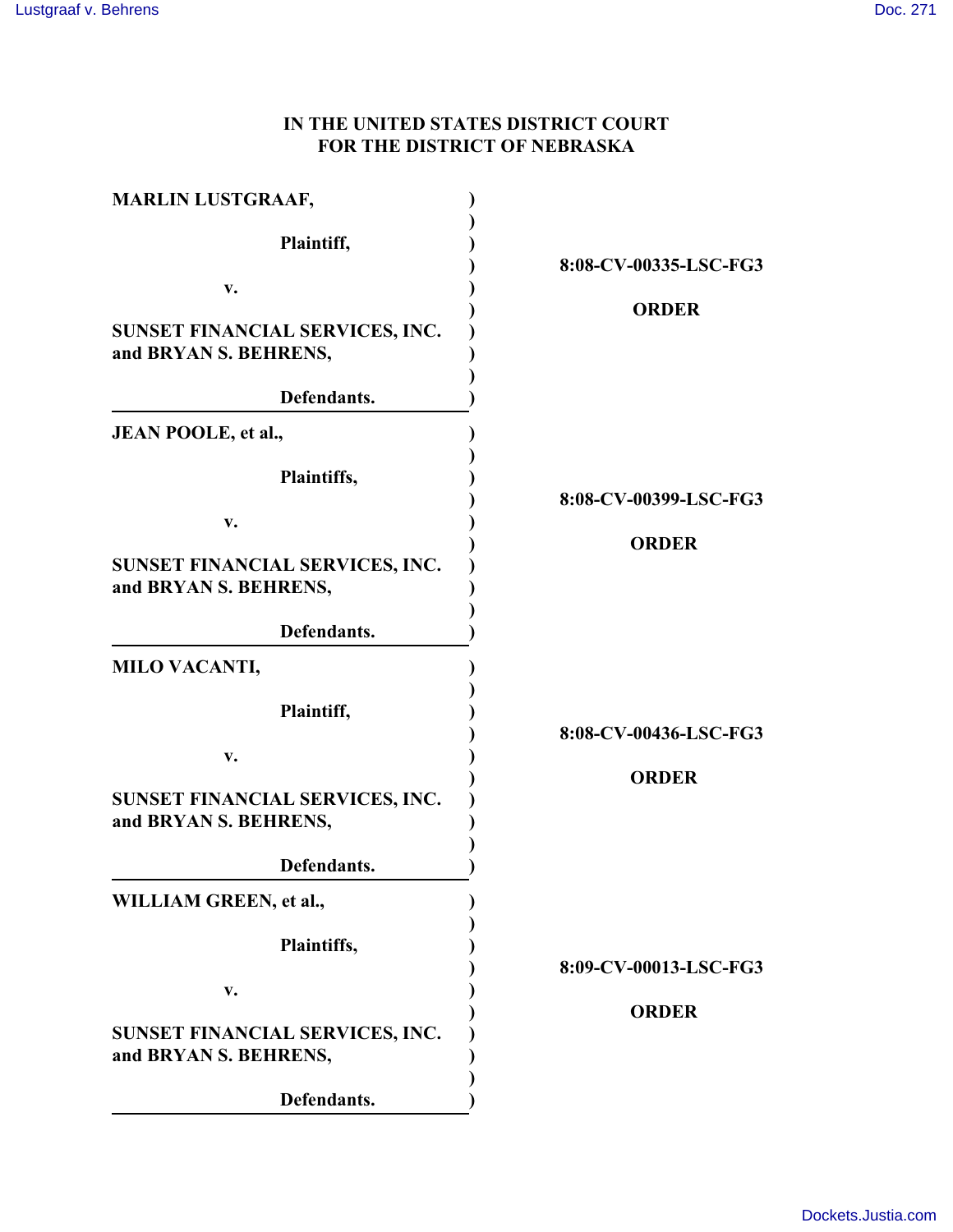# IN THE UNITED STATES DISTRICT COURT
# FOR THE DISTRICT OF NEBRASKA

| | |
|---|---|
| **MARLIN LUSTGRAAF,**<br><br>**Plaintiff,**<br><br>**v.**<br><br>**SUNSET FINANCIAL SERVICES, INC. and BRYAN S. BEHRENS,**<br><br>**Defendants.** | **8:08-CV-00335-LSC-FG3**<br><br>**ORDER** |
| **JEAN POOLE, et al.,**<br><br>**Plaintiffs,**<br><br>**v.**<br><br>**SUNSET FINANCIAL SERVICES, INC. and BRYAN S. BEHRENS,**<br><br>**Defendants.** | **8:08-CV-00399-LSC-FG3**<br><br>**ORDER** |
| **MILO VACANTI,**<br><br>**Plaintiff,**<br><br>**v.**<br><br>**SUNSET FINANCIAL SERVICES, INC. and BRYAN S. BEHRENS,**<br><br>**Defendants.** | **8:08-CV-00436-LSC-FG3**<br><br>**ORDER** |
| **WILLIAM GREEN, et al.,**<br><br>**Plaintiffs,**<br><br>**v.**<br><br>**SUNSET FINANCIAL SERVICES, INC. and BRYAN S. BEHRENS,**<br><br>**Defendants.** | **8:09-CV-00013-LSC-FG3**<br><br>**ORDER** |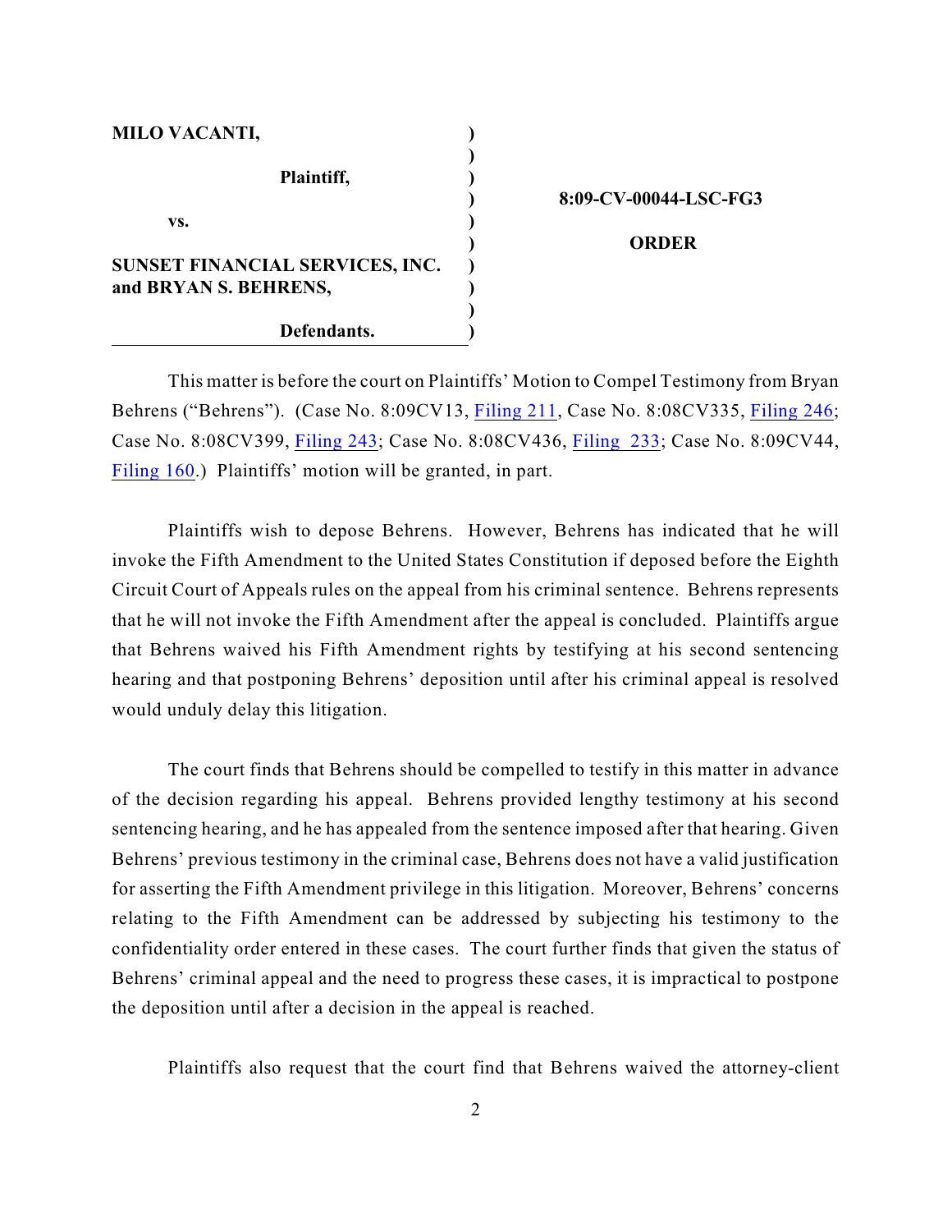| MILO VACANTI, | ) | |
|---|---|---|
| | ) | |
| Plaintiff, | ) | 8:09-CV-00044-LSC-FG3 |
| | ) | |
| vs. | ) | ORDER |
| | ) | |
| SUNSET FINANCIAL SERVICES, INC. and BRYAN S. BEHRENS, | ) | |
| | ) | |
| Defendants. | ) | |

This matter is before the court on Plaintiffs' Motion to Compel Testimony from Bryan Behrens ("Behrens"). (Case No. 8:09CV13, Filing 211, Case No. 8:08CV335, Filing 246; Case No. 8:08CV399, Filing 243; Case No. 8:08CV436, Filing 233; Case No. 8:09CV44, Filing 160.) Plaintiffs' motion will be granted, in part.

Plaintiffs wish to depose Behrens. However, Behrens has indicated that he will invoke the Fifth Amendment to the United States Constitution if deposed before the Eighth Circuit Court of Appeals rules on the appeal from his criminal sentence. Behrens represents that he will not invoke the Fifth Amendment after the appeal is concluded. Plaintiffs argue that Behrens waived his Fifth Amendment rights by testifying at his second sentencing hearing and that postponing Behrens' deposition until after his criminal appeal is resolved would unduly delay this litigation.

The court finds that Behrens should be compelled to testify in this matter in advance of the decision regarding his appeal. Behrens provided lengthy testimony at his second sentencing hearing, and he has appealed from the sentence imposed after that hearing. Given Behrens' previous testimony in the criminal case, Behrens does not have a valid justification for asserting the Fifth Amendment privilege in this litigation. Moreover, Behrens' concerns relating to the Fifth Amendment can be addressed by subjecting his testimony to the confidentiality order entered in these cases. The court further finds that given the status of Behrens' criminal appeal and the need to progress these cases, it is impractical to postpone the deposition until after a decision in the appeal is reached.

Plaintiffs also request that the court find that Behrens waived the attorney-client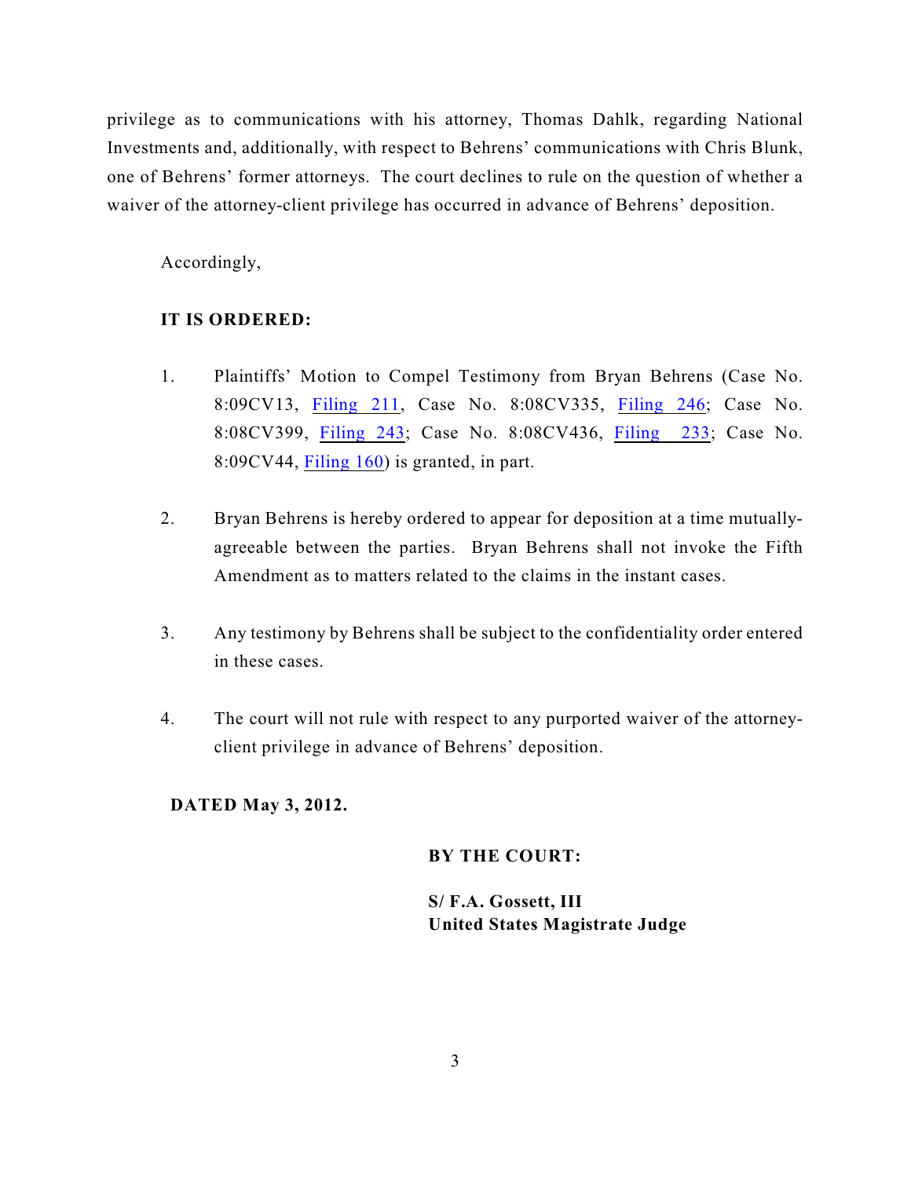privilege as to communications with his attorney, Thomas Dahlk, regarding National Investments and, additionally, with respect to Behrens' communications with Chris Blunk, one of Behrens' former attorneys. The court declines to rule on the question of whether a waiver of the attorney-client privilege has occurred in advance of Behrens' deposition.

Accordingly,

**IT IS ORDERED:**

1. Plaintiffs' Motion to Compel Testimony from Bryan Behrens (Case No. 8:09CV13, Filing 211, Case No. 8:08CV335, Filing 246; Case No. 8:08CV399, Filing 243; Case No. 8:08CV436, Filing 233; Case No. 8:09CV44, Filing 160) is granted, in part.

2. Bryan Behrens is hereby ordered to appear for deposition at a time mutually-agreeable between the parties. Bryan Behrens shall not invoke the Fifth Amendment as to matters related to the claims in the instant cases.

3. Any testimony by Behrens shall be subject to the confidentiality order entered in these cases.

4. The court will not rule with respect to any purported waiver of the attorney-client privilege in advance of Behrens' deposition.

**DATED May 3, 2012.**

**BY THE COURT:**

**S/ F.A. Gossett, III**
**United States Magistrate Judge**